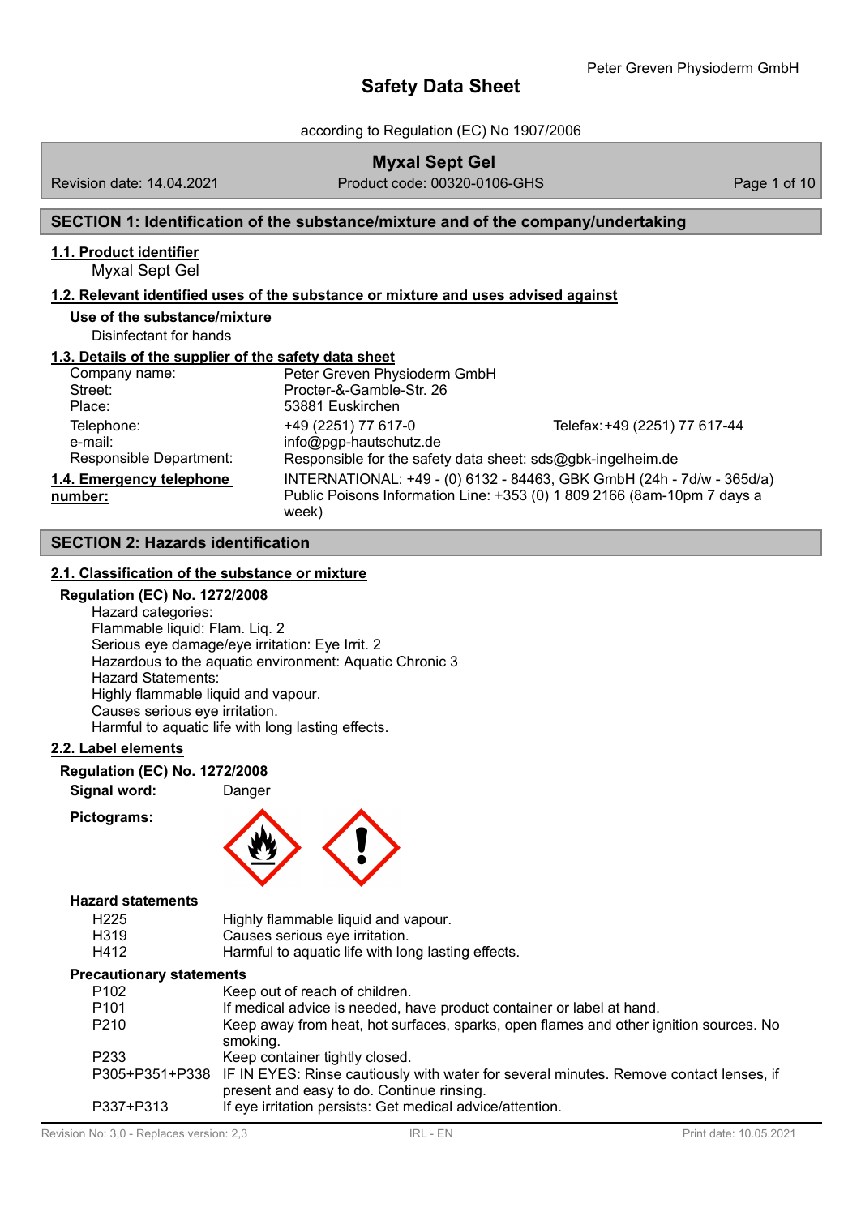# Safety Data Sheet

according to Regulation (EC) No 1907/2006

**Myxal Sept Gel**

Revision date: 14.04.2021 | Product code: 00320-0106-GHS

## SECTION 1: Identification of the substance/mixture and of the company/undertaking

### 1.1. Product identifier

Myxal Sept Gel

### 1.2. Relevant identified uses of the substance or mixture and uses advised against

**Use of the substance/mixture**

Disinfectant for hands

### 1.3. Details of the supplier of the safety data sheet

| | | |
|---|---|---|
| Company name: | Peter Greven Physioderm GmbH | |
| Street: | Procter-&-Gamble-Str. 26 | |
| Place: | 53881 Euskirchen | |
| Telephone: | +49 (2251) 77 617-0 | Telefax: +49 (2251) 77 617-44 |
| e-mail: | info@pgp-hautschutz.de | |
| Responsible Department: | Responsible for the safety data sheet: sds@gbk-ingelheim.de | |

**1.4. Emergency telephone number:** INTERNATIONAL: +49 - (0) 6132 - 84463, GBK GmbH (24h - 7d/w - 365d/a)
Public Poisons Information Line: +353 (0) 1 809 2166 (8am-10pm 7 days a week)

## SECTION 2: Hazards identification

### 2.1. Classification of the substance or mixture

**Regulation (EC) No. 1272/2008**

Hazard categories:
Flammable liquid: Flam. Liq. 2
Serious eye damage/eye irritation: Eye Irrit. 2
Hazardous to the aquatic environment: Aquatic Chronic 3
Hazard Statements:
Highly flammable liquid and vapour.
Causes serious eye irritation.
Harmful to aquatic life with long lasting effects.

### 2.2. Label elements

**Regulation (EC) No. 1272/2008**

**Signal word:** Danger

**Pictograms:**

**Hazard statements**

| | |
|---|---|
| H225 | Highly flammable liquid and vapour. |
| H319 | Causes serious eye irritation. |
| H412 | Harmful to aquatic life with long lasting effects. |

**Precautionary statements**

| | |
|---|---|
| P102 | Keep out of reach of children. |
| P101 | If medical advice is needed, have product container or label at hand. |
| P210 | Keep away from heat, hot surfaces, sparks, open flames and other ignition sources. No smoking. |
| P233 | Keep container tightly closed. |
| P305+P351+P338 | IF IN EYES: Rinse cautiously with water for several minutes. Remove contact lenses, if present and easy to do. Continue rinsing. |
| P337+P313 | If eye irritation persists: Get medical advice/attention. |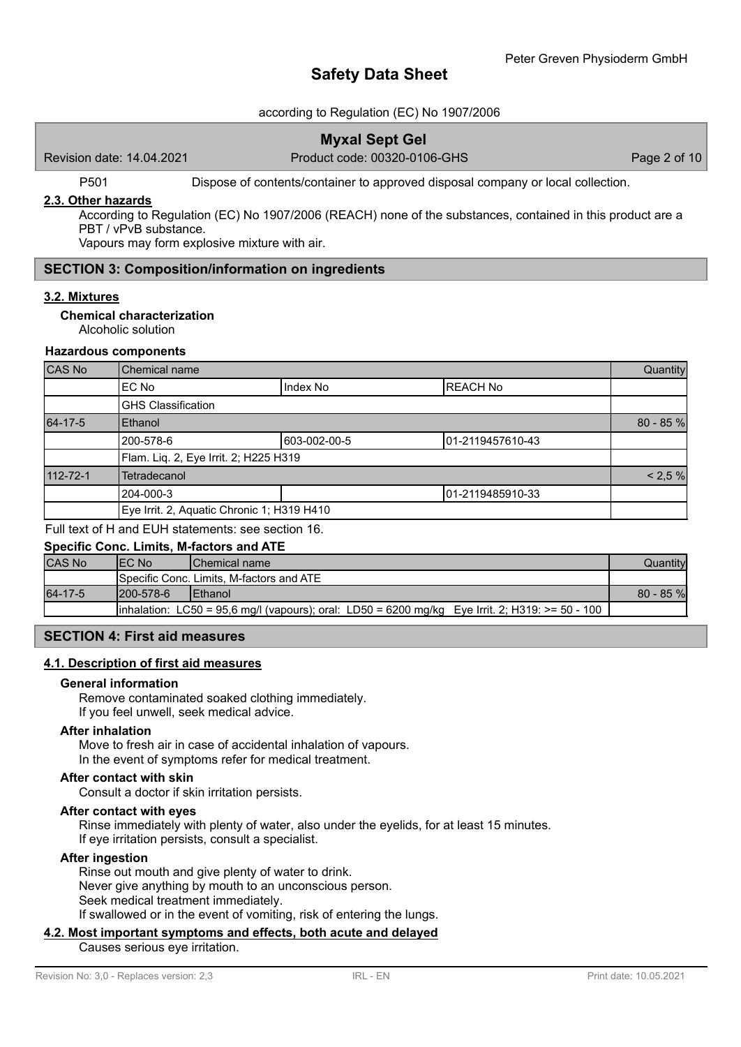P501 Dispose of contents/container to approved disposal company or local collection.

### 2.3. Other hazards

According to Regulation (EC) No 1907/2006 (REACH) none of the substances, contained in this product are a PBT / vPvB substance.
Vapours may form explosive mixture with air.

## SECTION 3: Composition/information on ingredients

### 3.2. Mixtures

**Chemical characterization**

Alcoholic solution

**Hazardous components**

| CAS No | Chemical name | | | Quantity |
|---|---|---|---|---|
| | EC No | Index No | REACH No | |
| | GHS Classification | | | |
| 64-17-5 | Ethanol | | | 80 - 85 % |
| | 200-578-6 | 603-002-00-5 | 01-2119457610-43 | |
| | Flam. Liq. 2, Eye Irrit. 2; H225 H319 | | | |
| 112-72-1 | Tetradecanol | | | < 2,5 % |
| | 204-000-3 | | 01-2119485910-33 | |
| | Eye Irrit. 2, Aquatic Chronic 1; H319 H410 | | | |

Full text of H and EUH statements: see section 16.

**Specific Conc. Limits, M-factors and ATE**

| CAS No | EC No | Chemical name | Quantity |
|---|---|---|---|
| | Specific Conc. Limits, M-factors and ATE | | |
| 64-17-5 | 200-578-6 | Ethanol | 80 - 85 % |
| | inhalation: LC50 = 95,6 mg/l (vapours); oral: LD50 = 6200 mg/kg Eye Irrit. 2; H319: >= 50 - 100 | | |

## SECTION 4: First aid measures

### 4.1. Description of first aid measures

**General information**

Remove contaminated soaked clothing immediately.
If you feel unwell, seek medical advice.

**After inhalation**

Move to fresh air in case of accidental inhalation of vapours.
In the event of symptoms refer for medical treatment.

**After contact with skin**

Consult a doctor if skin irritation persists.

**After contact with eyes**

Rinse immediately with plenty of water, also under the eyelids, for at least 15 minutes.
If eye irritation persists, consult a specialist.

**After ingestion**

Rinse out mouth and give plenty of water to drink.
Never give anything by mouth to an unconscious person.
Seek medical treatment immediately.
If swallowed or in the event of vomiting, risk of entering the lungs.

### 4.2. Most important symptoms and effects, both acute and delayed

Causes serious eye irritation.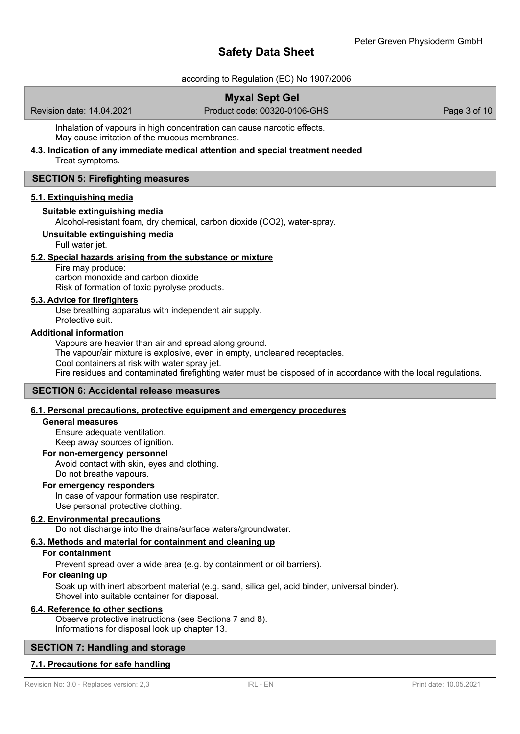Inhalation of vapours in high concentration can cause narcotic effects.
May cause irritation of the mucous membranes.

### 4.3. Indication of any immediate medical attention and special treatment needed

Treat symptoms.

## SECTION 5: Firefighting measures

### 5.1. Extinguishing media

**Suitable extinguishing media**

Alcohol-resistant foam, dry chemical, carbon dioxide ($CO_2$), water-spray.

**Unsuitable extinguishing media**

Full water jet.

### 5.2. Special hazards arising from the substance or mixture

Fire may produce:
carbon monoxide and carbon dioxide
Risk of formation of toxic pyrolyse products.

### 5.3. Advice for firefighters

Use breathing apparatus with independent air supply.
Protective suit.

**Additional information**

Vapours are heavier than air and spread along ground.
The vapour/air mixture is explosive, even in empty, uncleaned receptacles.
Cool containers at risk with water spray jet.
Fire residues and contaminated firefighting water must be disposed of in accordance with the local regulations.

## SECTION 6: Accidental release measures

### 6.1. Personal precautions, protective equipment and emergency procedures

**General measures**

Ensure adequate ventilation.
Keep away sources of ignition.

**For non-emergency personnel**

Avoid contact with skin, eyes and clothing.
Do not breathe vapours.

**For emergency responders**

In case of vapour formation use respirator.
Use personal protective clothing.

### 6.2. Environmental precautions

Do not discharge into the drains/surface waters/groundwater.

### 6.3. Methods and material for containment and cleaning up

**For containment**

Prevent spread over a wide area (e.g. by containment or oil barriers).

**For cleaning up**

Soak up with inert absorbent material (e.g. sand, silica gel, acid binder, universal binder).
Shovel into suitable container for disposal.

### 6.4. Reference to other sections

Observe protective instructions (see Sections 7 and 8).
Informations for disposal look up chapter 13.

## SECTION 7: Handling and storage

### 7.1. Precautions for safe handling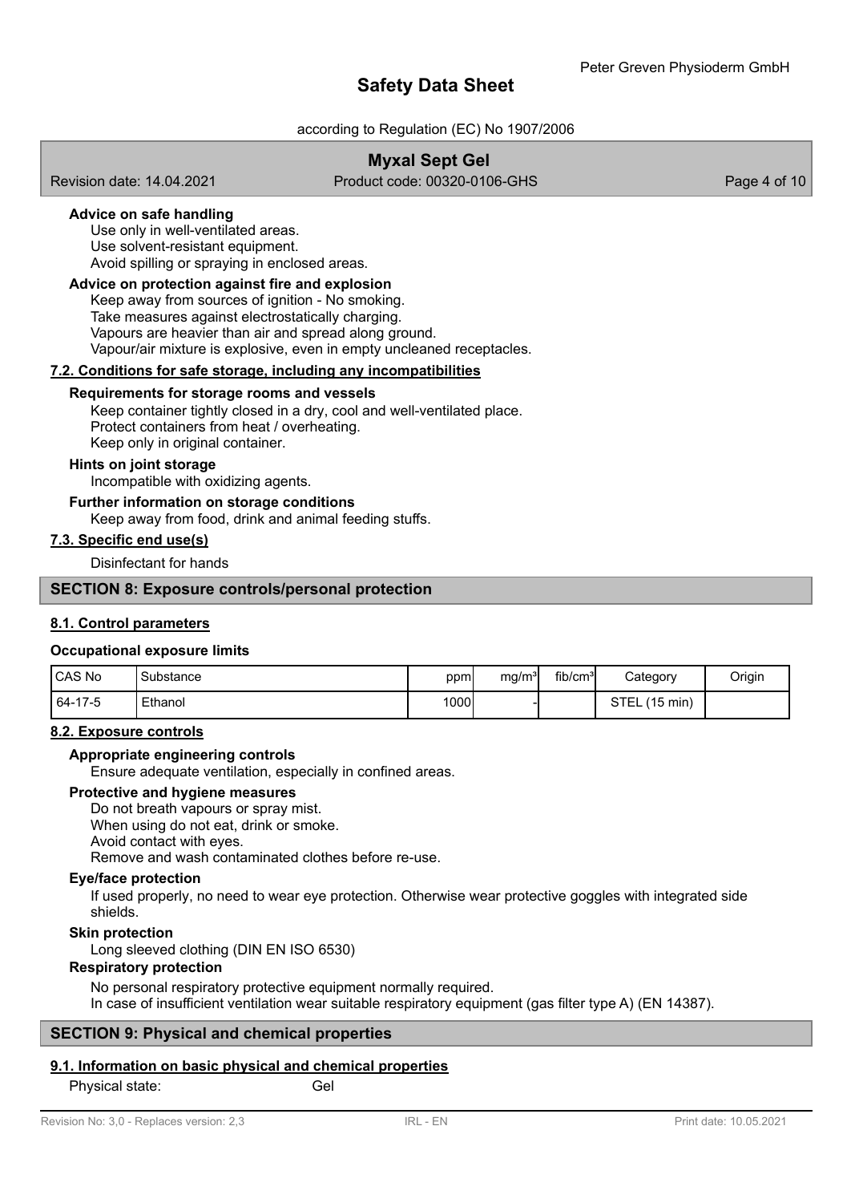### Advice on safe handling

Use only in well-ventilated areas.
Use solvent-resistant equipment.
Avoid spilling or spraying in enclosed areas.

### Advice on protection against fire and explosion

Keep away from sources of ignition - No smoking.
Take measures against electrostatically charging.
Vapours are heavier than air and spread along ground.
Vapour/air mixture is explosive, even in empty uncleaned receptacles.

## 7.2. Conditions for safe storage, including any incompatibilities

### Requirements for storage rooms and vessels

Keep container tightly closed in a dry, cool and well-ventilated place.
Protect containers from heat / overheating.
Keep only in original container.

### Hints on joint storage

Incompatible with oxidizing agents.

### Further information on storage conditions

Keep away from food, drink and animal feeding stuffs.

## 7.3. Specific end use(s)

Disinfectant for hands

# SECTION 8: Exposure controls/personal protection

## 8.1. Control parameters

### Occupational exposure limits

| CAS No | Substance | ppm | mg/m³ | fib/cm³ | Category | Origin |
|---|---|---|---|---|---|---|
| 64-17-5 | Ethanol | 1000 | - | | STEL (15 min) | |

## 8.2. Exposure controls

### Appropriate engineering controls

Ensure adequate ventilation, especially in confined areas.

### Protective and hygiene measures

Do not breath vapours or spray mist.
When using do not eat, drink or smoke.
Avoid contact with eyes.
Remove and wash contaminated clothes before re-use.

### Eye/face protection

If used properly, no need to wear eye protection. Otherwise wear protective goggles with integrated side shields.

### Skin protection

Long sleeved clothing (DIN EN ISO 6530)

### Respiratory protection

No personal respiratory protective equipment normally required.
In case of insufficient ventilation wear suitable respiratory equipment (gas filter type A) (EN 14387).

# SECTION 9: Physical and chemical properties

## 9.1. Information on basic physical and chemical properties

Physical state: Gel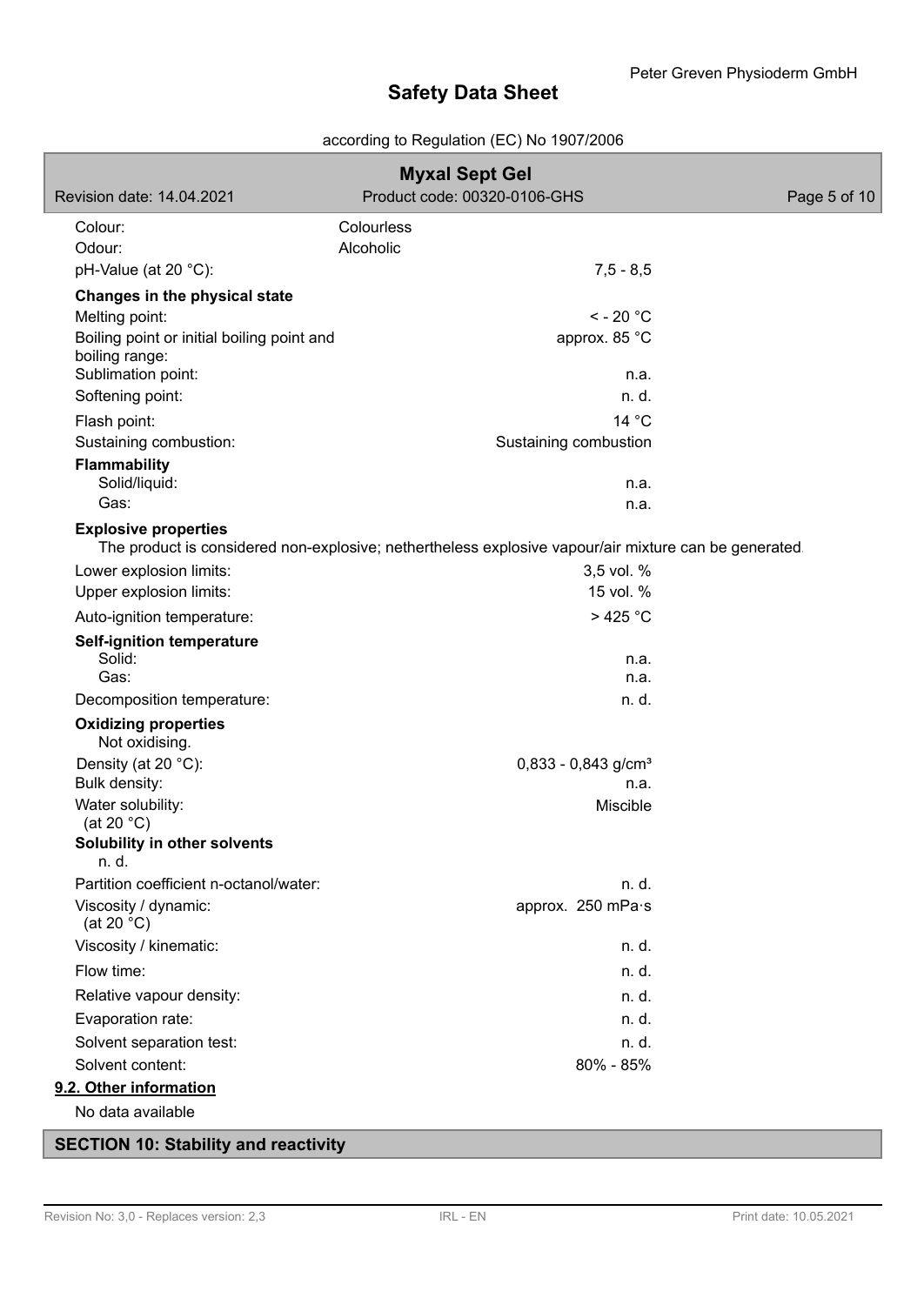| | | |
|---|---|---|
| Colour: | Colourless | |
| Odour: | Alcoholic | |
| pH-Value (at 20 °C): | | 7,5 - 8,5 |

**Changes in the physical state**

| | |
|---|---|
| Melting point: | < - 20 °C |
| Boiling point or initial boiling point and boiling range: | approx. 85 °C |
| Sublimation point: | n.a. |
| Softening point: | n. d. |
| Flash point: | 14 °C |
| Sustaining combustion: | Sustaining combustion |

**Flammability**

| | |
|---|---|
| Solid/liquid: | n.a. |
| Gas: | n.a. |

**Explosive properties**

The product is considered non-explosive; nethertheless explosive vapour/air mixture can be generated.

| | |
|---|---|
| Lower explosion limits: | 3,5 vol. % |
| Upper explosion limits: | 15 vol. % |
| Auto-ignition temperature: | > 425 °C |

**Self-ignition temperature**

| | |
|---|---|
| Solid: | n.a. |
| Gas: | n.a. |
| Decomposition temperature: | n. d. |

**Oxidizing properties**

Not oxidising.

| | |
|---|---|
| Density (at 20 °C): | 0,833 - 0,843 g/cm³ |
| Bulk density: | n.a. |
| Water solubility: (at 20 °C) | Miscible |

**Solubility in other solvents**

n. d.

| | |
|---|---|
| Partition coefficient n-octanol/water: | n. d. |
| Viscosity / dynamic: (at 20 °C) | approx. 250 mPa·s |
| Viscosity / kinematic: | n. d. |
| Flow time: | n. d. |
| Relative vapour density: | n. d. |
| Evaporation rate: | n. d. |
| Solvent separation test: | n. d. |
| Solvent content: | 80% - 85% |

**9.2. Other information**

No data available

## SECTION 10: Stability and reactivity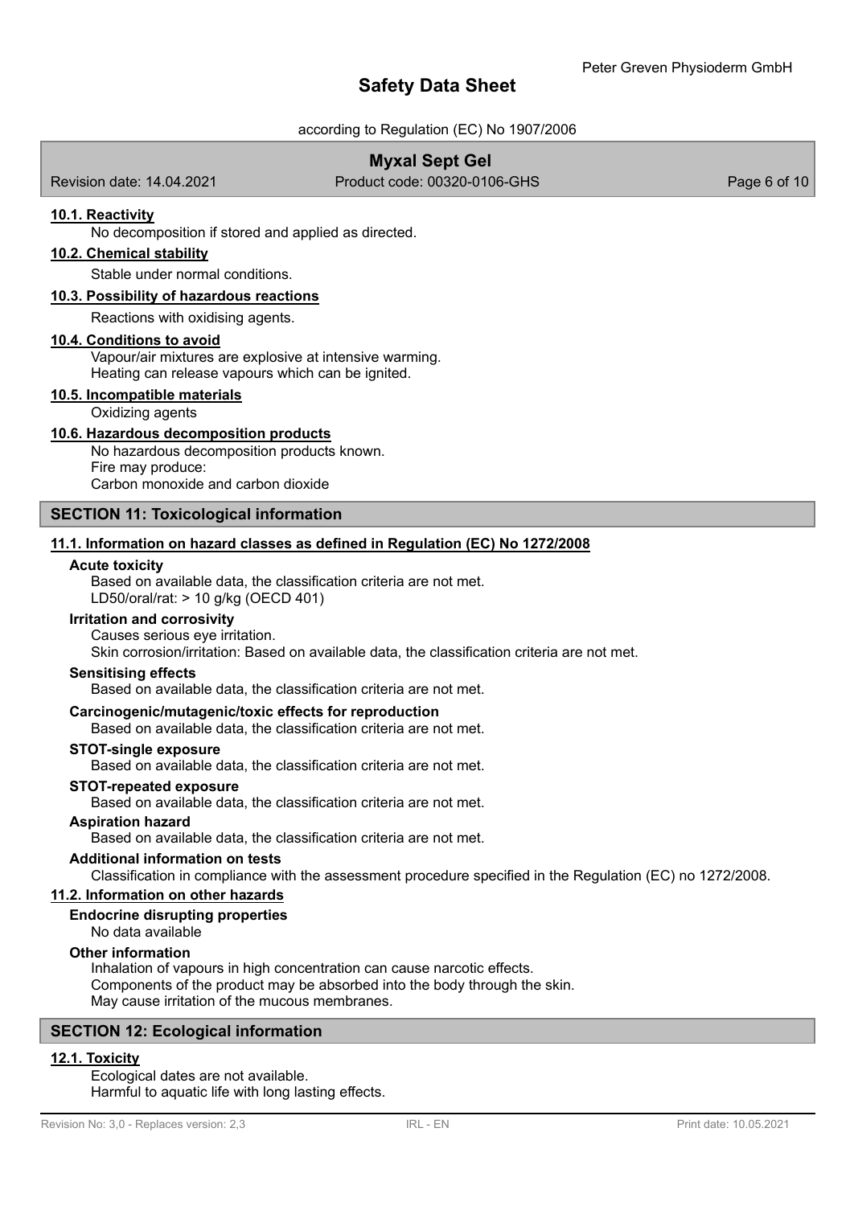#### 10.1. Reactivity

No decomposition if stored and applied as directed.

#### 10.2. Chemical stability

Stable under normal conditions.

#### 10.3. Possibility of hazardous reactions

Reactions with oxidising agents.

#### 10.4. Conditions to avoid

Vapour/air mixtures are explosive at intensive warming.
Heating can release vapours which can be ignited.

#### 10.5. Incompatible materials

Oxidizing agents

#### 10.6. Hazardous decomposition products

No hazardous decomposition products known.
Fire may produce:
Carbon monoxide and carbon dioxide

## SECTION 11: Toxicological information

#### 11.1. Information on hazard classes as defined in Regulation (EC) No 1272/2008

**Acute toxicity**

Based on available data, the classification criteria are not met.
LD50/oral/rat: > 10 g/kg (OECD 401)

**Irritation and corrosivity**

Causes serious eye irritation.
Skin corrosion/irritation: Based on available data, the classification criteria are not met.

**Sensitising effects**

Based on available data, the classification criteria are not met.

**Carcinogenic/mutagenic/toxic effects for reproduction**

Based on available data, the classification criteria are not met.

**STOT-single exposure**

Based on available data, the classification criteria are not met.

**STOT-repeated exposure**

Based on available data, the classification criteria are not met.

**Aspiration hazard**

Based on available data, the classification criteria are not met.

**Additional information on tests**

Classification in compliance with the assessment procedure specified in the Regulation (EC) no 1272/2008.

#### 11.2. Information on other hazards

**Endocrine disrupting properties**

No data available

**Other information**

Inhalation of vapours in high concentration can cause narcotic effects.
Components of the product may be absorbed into the body through the skin.
May cause irritation of the mucous membranes.

## SECTION 12: Ecological information

#### 12.1. Toxicity

Ecological dates are not available.
Harmful to aquatic life with long lasting effects.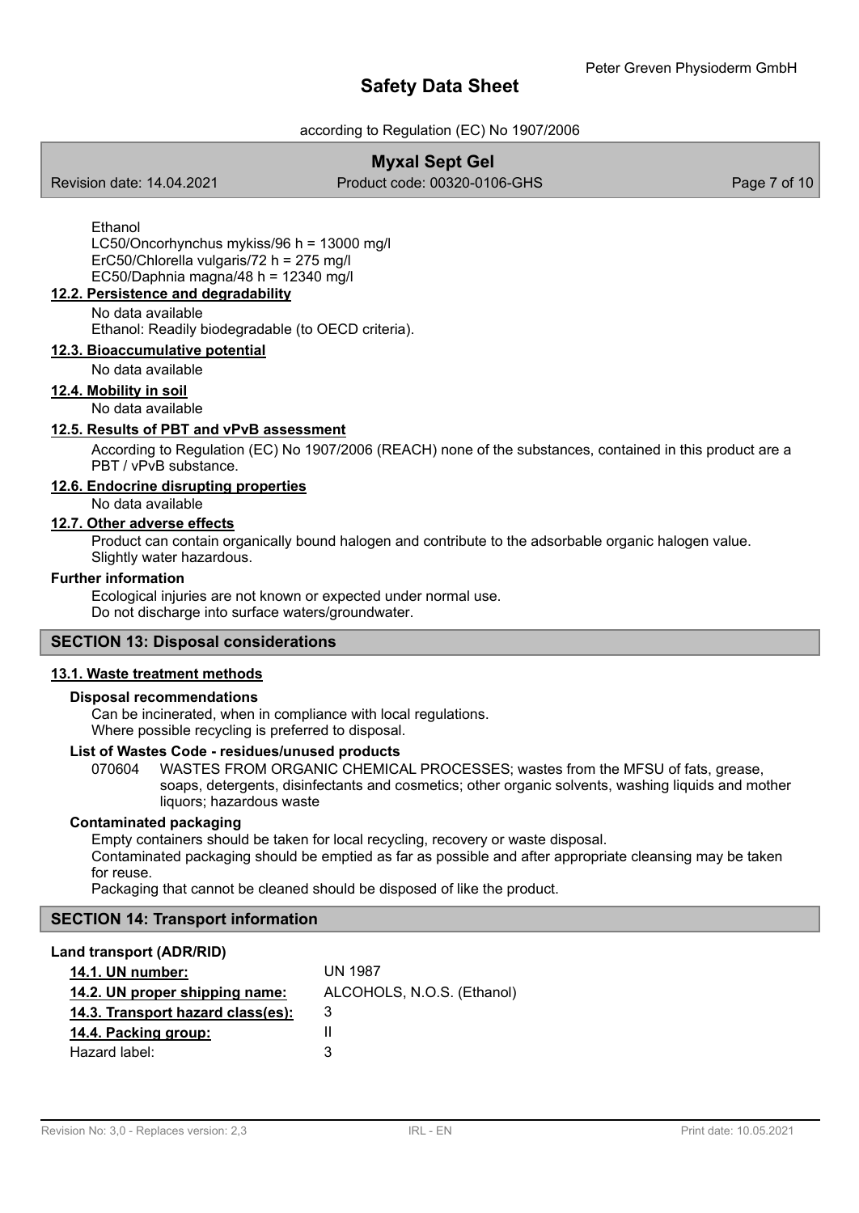Ethanol
LC50/Oncorhynchus mykiss/96 h = 13000 mg/l
ErC50/Chlorella vulgaris/72 h = 275 mg/l
EC50/Daphnia magna/48 h = 12340 mg/l

### 12.2. Persistence and degradability

No data available
Ethanol: Readily biodegradable (to OECD criteria).

### 12.3. Bioaccumulative potential

No data available

### 12.4. Mobility in soil

No data available

### 12.5. Results of PBT and vPvB assessment

According to Regulation (EC) No 1907/2006 (REACH) none of the substances, contained in this product are a PBT / vPvB substance.

### 12.6. Endocrine disrupting properties

No data available

### 12.7. Other adverse effects

Product can contain organically bound halogen and contribute to the adsorbable organic halogen value.
Slightly water hazardous.

**Further information**

Ecological injuries are not known or expected under normal use.
Do not discharge into surface waters/groundwater.

## SECTION 13: Disposal considerations

### 13.1. Waste treatment methods

**Disposal recommendations**

Can be incinerated, when in compliance with local regulations.
Where possible recycling is preferred to disposal.

**List of Wastes Code - residues/unused products**

070604 WASTES FROM ORGANIC CHEMICAL PROCESSES; wastes from the MFSU of fats, grease, soaps, detergents, disinfectants and cosmetics; other organic solvents, washing liquids and mother liquors; hazardous waste

**Contaminated packaging**

Empty containers should be taken for local recycling, recovery or waste disposal.
Contaminated packaging should be emptied as far as possible and after appropriate cleansing may be taken for reuse.
Packaging that cannot be cleaned should be disposed of like the product.

## SECTION 14: Transport information

**Land transport (ADR/RID)**

| | |
|---|---|
| **14.1. UN number:** | UN 1987 |
| **14.2. UN proper shipping name:** | ALCOHOLS, N.O.S. (Ethanol) |
| **14.3. Transport hazard class(es):** | 3 |
| **14.4. Packing group:** | II |
| Hazard label: | 3 |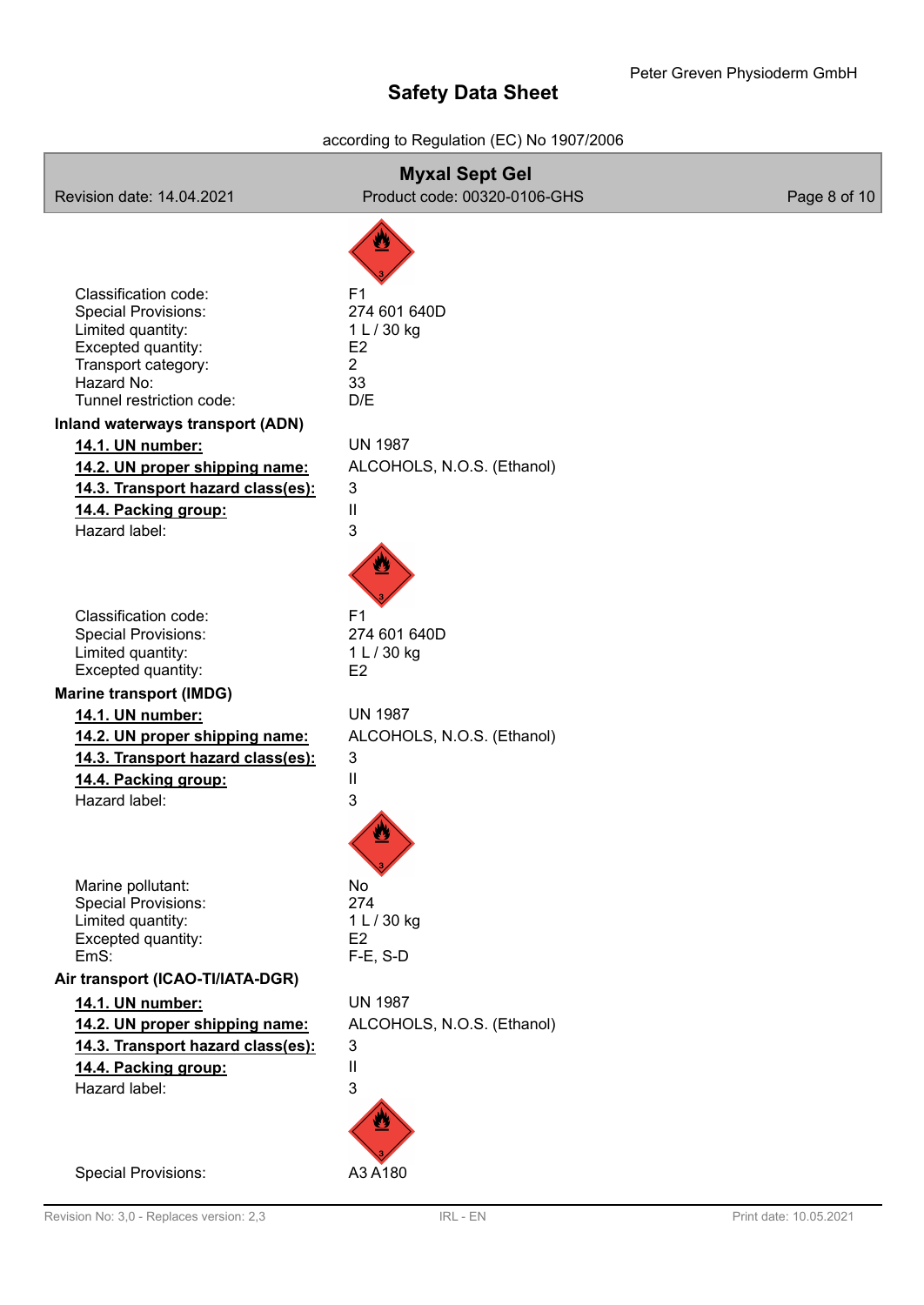Classification code: F1
Special Provisions: 274 601 640D
Limited quantity: 1 L / 30 kg
Excepted quantity: E2
Transport category: 2
Hazard No: 33
Tunnel restriction code: D/E

**Inland waterways transport (ADN)**

**14.1. UN number:** UN 1987
**14.2. UN proper shipping name:** ALCOHOLS, N.O.S. (Ethanol)
**14.3. Transport hazard class(es):** 3
**14.4. Packing group:** II
Hazard label: 3

Classification code: F1
Special Provisions: 274 601 640D
Limited quantity: 1 L / 30 kg
Excepted quantity: E2

**Marine transport (IMDG)**

**14.1. UN number:** UN 1987
**14.2. UN proper shipping name:** ALCOHOLS, N.O.S. (Ethanol)
**14.3. Transport hazard class(es):** 3
**14.4. Packing group:** II
Hazard label: 3

Marine pollutant: No
Special Provisions: 274
Limited quantity: 1 L / 30 kg
Excepted quantity: E2
EmS: F-E, S-D

**Air transport (ICAO-TI/IATA-DGR)**

**14.1. UN number:** UN 1987
**14.2. UN proper shipping name:** ALCOHOLS, N.O.S. (Ethanol)
**14.3. Transport hazard class(es):** 3
**14.4. Packing group:** II
Hazard label: 3

Special Provisions: A3 A180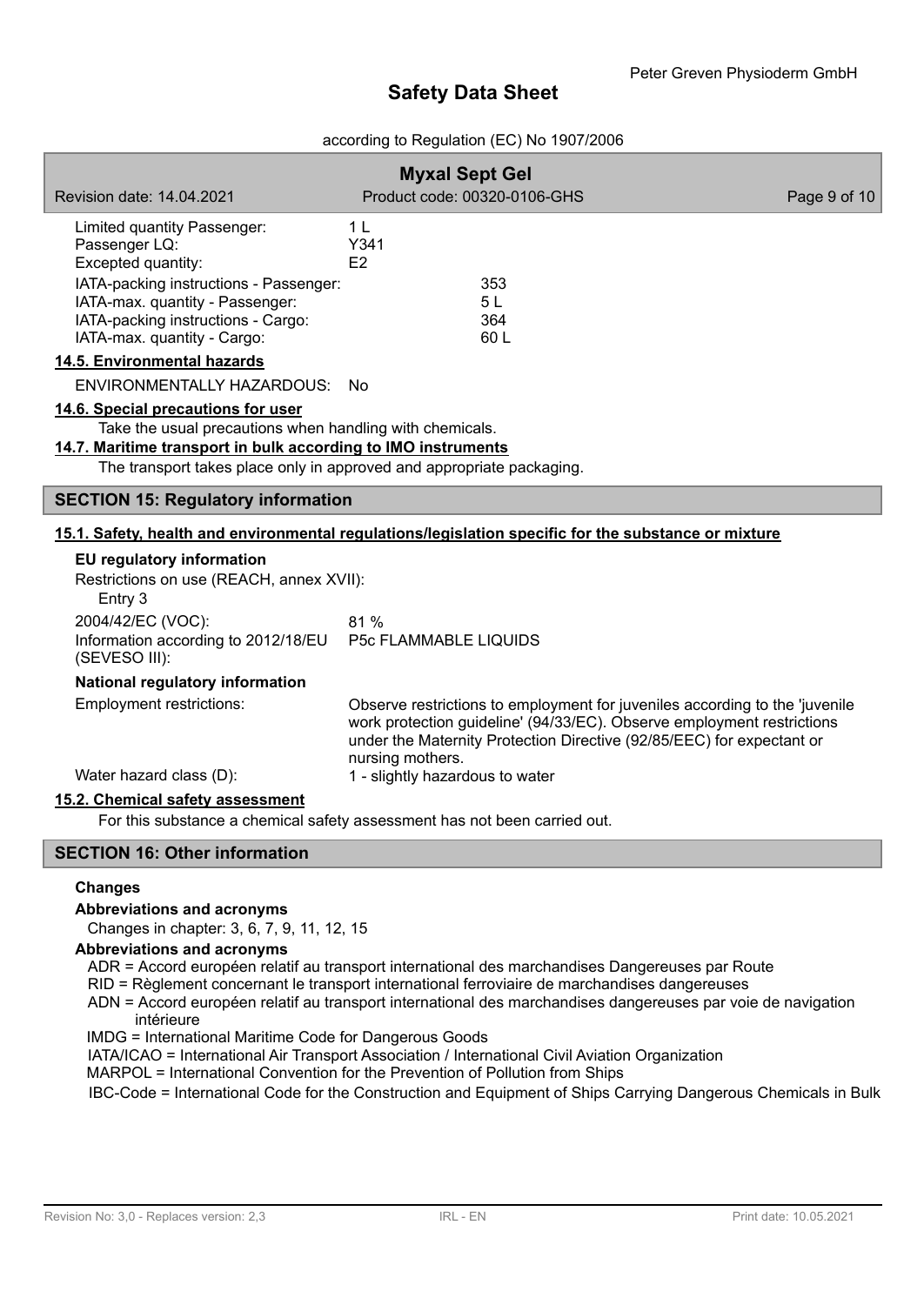| | |
|---|---|
| Limited quantity Passenger: | 1 L |
| Passenger LQ: | Y341 |
| Excepted quantity: | E2 |
| IATA-packing instructions - Passenger: | 353 |
| IATA-max. quantity - Passenger: | 5 L |
| IATA-packing instructions - Cargo: | 364 |
| IATA-max. quantity - Cargo: | 60 L |

**14.5. Environmental hazards**

ENVIRONMENTALLY HAZARDOUS: No

**14.6. Special precautions for user**

Take the usual precautions when handling with chemicals.

**14.7. Maritime transport in bulk according to IMO instruments**

The transport takes place only in approved and appropriate packaging.

## SECTION 15: Regulatory information

**15.1. Safety, health and environmental regulations/legislation specific for the substance or mixture**

### EU regulatory information

Restrictions on use (REACH, annex XVII):
Entry 3

| | |
|---|---|
| 2004/42/EC (VOC): | 81 % |
| Information according to 2012/18/EU (SEVESO III): | P5c FLAMMABLE LIQUIDS |

### National regulatory information

| | |
|---|---|
| Employment restrictions: | Observe restrictions to employment for juveniles according to the 'juvenile work protection guideline' (94/33/EC). Observe employment restrictions under the Maternity Protection Directive (92/85/EEC) for expectant or nursing mothers. |
| Water hazard class (D): | 1 - slightly hazardous to water |

**15.2. Chemical safety assessment**

For this substance a chemical safety assessment has not been carried out.

## SECTION 16: Other information

### Changes

**Abbreviations and acronyms**

Changes in chapter: 3, 6, 7, 9, 11, 12, 15

**Abbreviations and acronyms**

ADR = Accord européen relatif au transport international des marchandises Dangereuses par Route
RID = Règlement concernant le transport international ferroviaire de marchandises dangereuses
ADN = Accord européen relatif au transport international des marchandises dangereuses par voie de navigation intérieure
IMDG = International Maritime Code for Dangerous Goods
IATA/ICAO = International Air Transport Association / International Civil Aviation Organization
MARPOL = International Convention for the Prevention of Pollution from Ships
IBC-Code = International Code for the Construction and Equipment of Ships Carrying Dangerous Chemicals in Bulk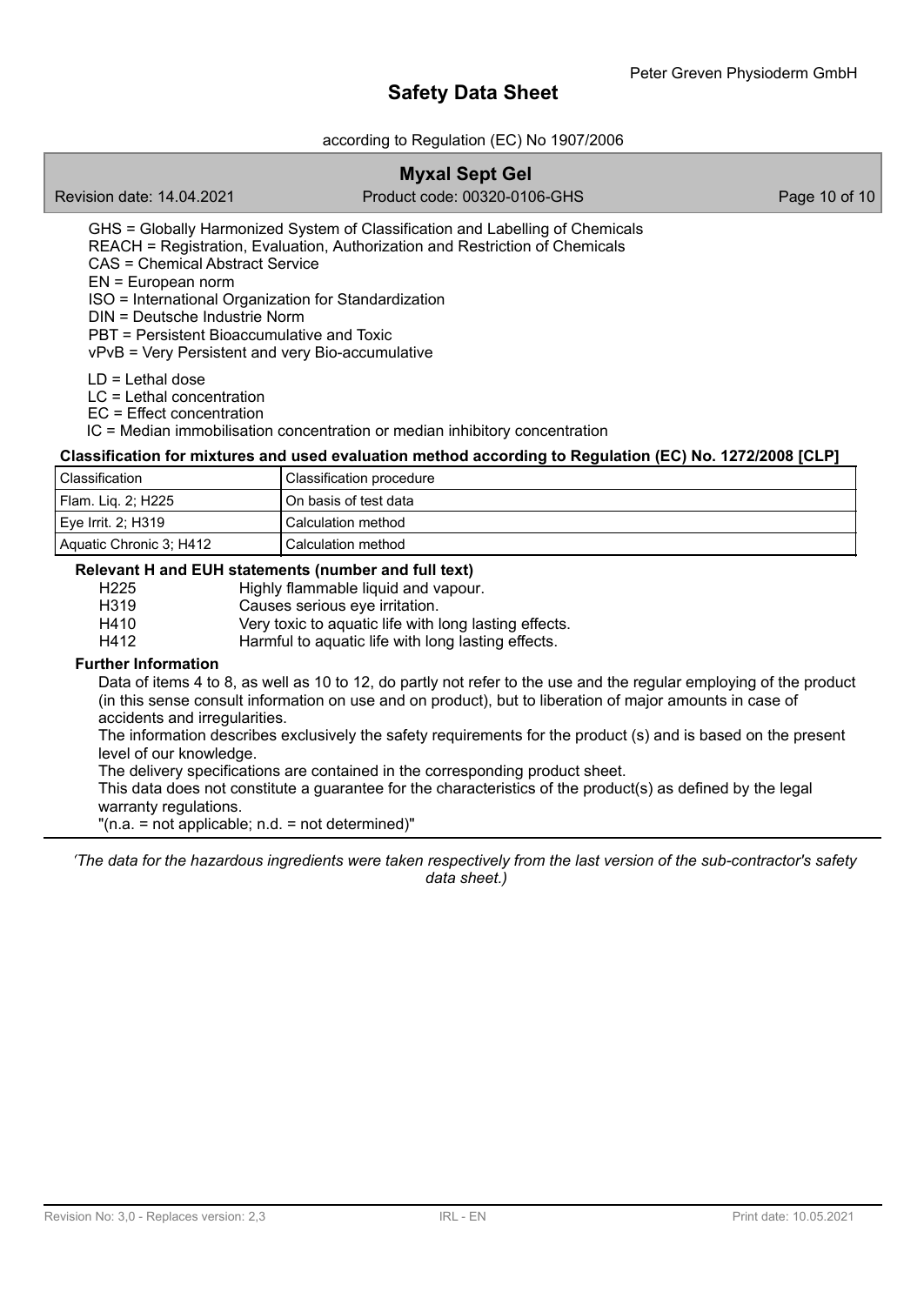GHS = Globally Harmonized System of Classification and Labelling of Chemicals
REACH = Registration, Evaluation, Authorization and Restriction of Chemicals
CAS = Chemical Abstract Service
EN = European norm
ISO = International Organization for Standardization
DIN = Deutsche Industrie Norm
PBT = Persistent Bioaccumulative and Toxic
vPvB = Very Persistent and very Bio-accumulative

LD = Lethal dose
LC = Lethal concentration
EC = Effect concentration
IC = Median immobilisation concentration or median inhibitory concentration

**Classification for mixtures and used evaluation method according to Regulation (EC) No. 1272/2008 [CLP]**

| Classification | Classification procedure |
|---|---|
| Flam. Liq. 2; H225 | On basis of test data |
| Eye Irrit. 2; H319 | Calculation method |
| Aquatic Chronic 3; H412 | Calculation method |

**Relevant H and EUH statements (number and full text)**

| | |
|---|---|
| H225 | Highly flammable liquid and vapour. |
| H319 | Causes serious eye irritation. |
| H410 | Very toxic to aquatic life with long lasting effects. |
| H412 | Harmful to aquatic life with long lasting effects. |

**Further Information**

Data of items 4 to 8, as well as 10 to 12, do partly not refer to the use and the regular employing of the product (in this sense consult information on use and on product), but to liberation of major amounts in case of accidents and irregularities.
The information describes exclusively the safety requirements for the product (s) and is based on the present level of our knowledge.
The delivery specifications are contained in the corresponding product sheet.
This data does not constitute a guarantee for the characteristics of the product(s) as defined by the legal warranty regulations.
"(n.a. = not applicable; n.d. = not determined)"

*'The data for the hazardous ingredients were taken respectively from the last version of the sub-contractor's safety data sheet.)*